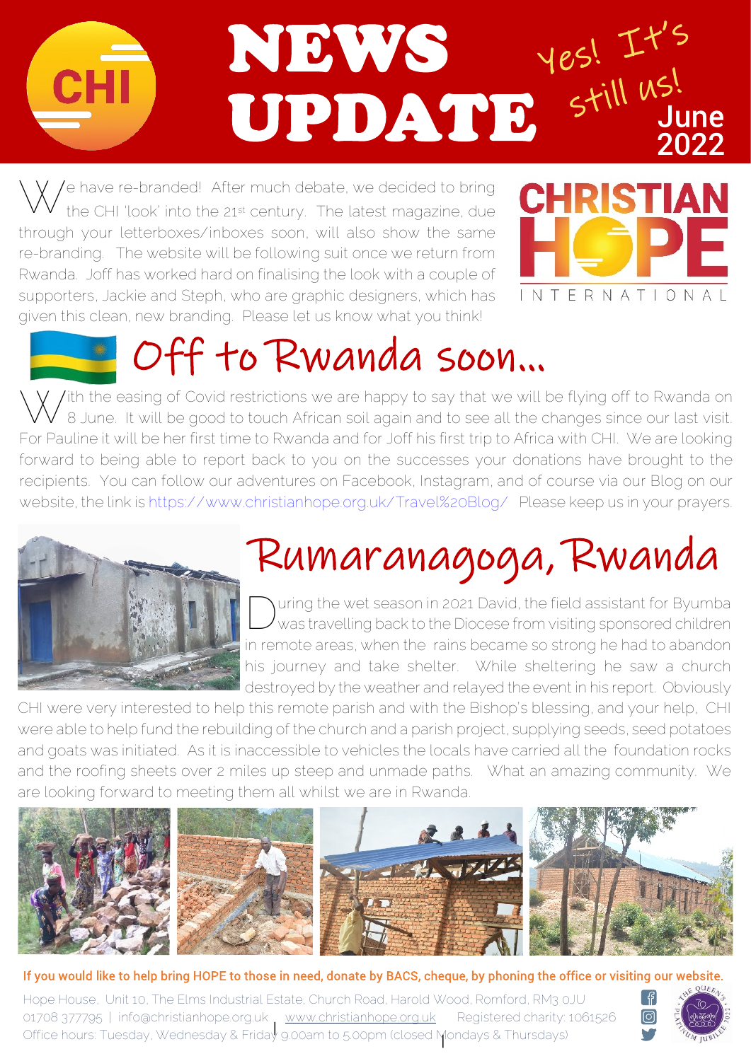# NEWS UPDATE

Yes! It's still us!

June 2022

We have re-branded! After much debate, we decided to bring the CHI 'look' into the 21st century. The latest magazine, due through your letterboxes/inboxes soon, will also show the same re-branding. The website will be following suit once we return from Rwanda. Joff has worked hard on finalising the look with a couple of supporters, Jackie and Steph, who are graphic designers, which has given this clean, new branding. Please let us know what you think!

CHRISTIAN HOPE INTERNATIONAL

## Off to Rwanda soon...

With the easing of Covid restrictions we are happy to say that we will be flying off to Rwanda on 8 June. It will be good to touch African soil again and to see all the changes since our last visit. For Pauline it will be her first time to Rwanda and for Joff his first trip to Africa with CHI. We are looking forward to being able to report back to you on the successes your donations have brought to the recipients. You can follow our adventures on Facebook, Instagram, and of course via our Blog on our website, the link is https://www.christianhope.org.uk/Travel%20Blog/ Please keep us in your prayers.

## Rumaranagoga, Rwanda

During the wet season in 2021 David, the field assistant for Byumba was travelling back to the Diocese from visiting sponsored children in remote areas, when the rains became so strong he had to abandon his journey and take shelter. While sheltering he saw a church destroyed by the weather and relayed the event in his report. Obviously CHI were very interested to help this remote parish and with the Bishop's blessing, and your help, CHI were able to help fund the rebuilding of the church and a parish project, supplying seeds, seed potatoes and goats was initiated. As it is inaccessible to vehicles the locals have carried all the foundation rocks and the roofing sheets over 2 miles up steep and unmade paths. What an amazing community. We are looking forward to meeting them all whilst we are in Rwanda.

**If you would like to help bring HOPE to those in need, donate by BACS, cheque, by phoning the office or visiting our website.**

Hope House, Unit 10, The Elms Industrial Estate, Church Road, Harold Wood, Romford, RM3 0JU
01708 377795 | info@christianhope.org.uk | www.christianhope.org.uk Registered charity: 1061526
Office hours: Tuesday, Wednesday & Friday 9.00am to 5.00pm (closed Mondays & Thursdays)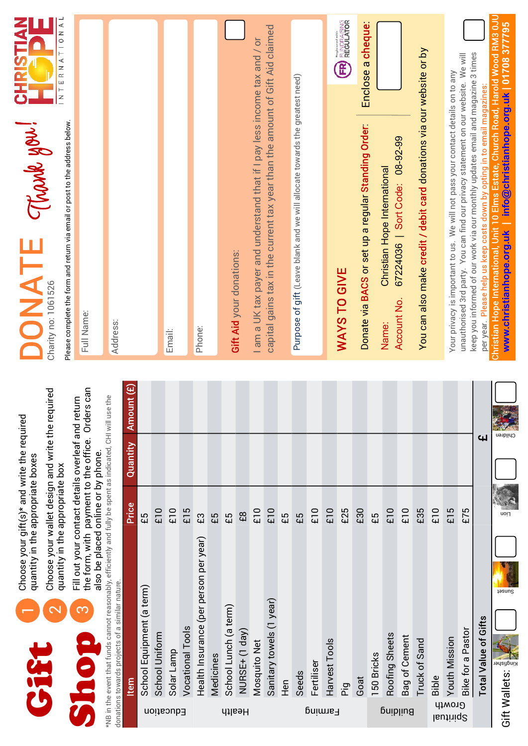# Gift Shop

1. Choose your gift(s)* and write the required quantity in the appropriate boxes
2. Choose your wallet design and write the required quantity in the appropriate box
3. Fill out your contact details overleaf and return the form, with payment to the office. Orders can also be placed online or by phone.

*NB in the event that funds cannot reasonably, efficiently and fully be spent as indicated, CHI will use the donations towards projects of a similar nature.

| | Item | Price | Quantity | Amount (£) |
|---|---|---|---|---|
| Education | School Equipment (a term) | £5 | | |
| | School Uniform | £10 | | |
| | Solar Lamp | £10 | | |
| | Vocational Tools | £15 | | |
| Health | Health Insurance (per person per year) | £3 | | |
| | Medicines | £5 | | |
| | School Lunch (a term) | £5 | | |
| | NURSE+ (1 day) | £8 | | |
| | Mosquito Net | £10 | | |
| | Sanitary towels (1 year) | £10 | | |
| Farming | Hen | £5 | | |
| | Seeds | £5 | | |
| | Fertiliser | £10 | | |
| | Harvest Tools | £10 | | |
| | Pig | £25 | | |
| | Goat | £30 | | |
| Building | 150 Bricks | £5 | | |
| | Roofing Sheets | £10 | | |
| | Bag of Cement | £10 | | |
| | Truck of Sand | £35 | | |
| Spiritual Growth | Bible | £10 | | |
| | Youth Mission | £15 | | |
| | Bike for a Pastor | £75 | | |
| | **Total Value of Gifts** | | | £ |

Gift Wallets: Kingfisher ☐ Sunset ☐ Lion ☐ Children ☐

# DONATE

Thank you!

Charity no: 1061526

CHRISTIAN HOPE INTERNATIONAL

Please complete the form and return via email or post to the address below.

Full Name:

Address:

Email:

Phone:

**Gift Aid** your donations: ☐

I am a UK tax payer and understand that if I pay less income tax and / or capital gains tax in the current tax year than the amount of Gift Aid claimed

**Purpose of gift** (Leave blank and we will allocate towards the greatest need)

Registered with FUNDRAISING REGULATOR

## WAYS TO GIVE

Donate via **BACS** or set up a regular **Standing Order**:

Name: Christian Hope International
Account No. 67224036 | Sort Code: 08-92-99

**Enclose a cheque:** ☐

You can also make **credit / debit card** donations via our website or by

Your privacy is important to us. We will not pass your contact details on to any unauthorised 3rd party. You can find our privacy statement on our website. We will keep you informed of our work via our monthly updates email and magazine 3 times per year. Please help us keep costs down by opting in to email magazines: ☐

Christian Hope International, Unit 10 Elms Estate, Church Road, Harold Wood RM3 0JU
www.christianhope.org.uk | info@christianhope.org.uk | 01708 377795